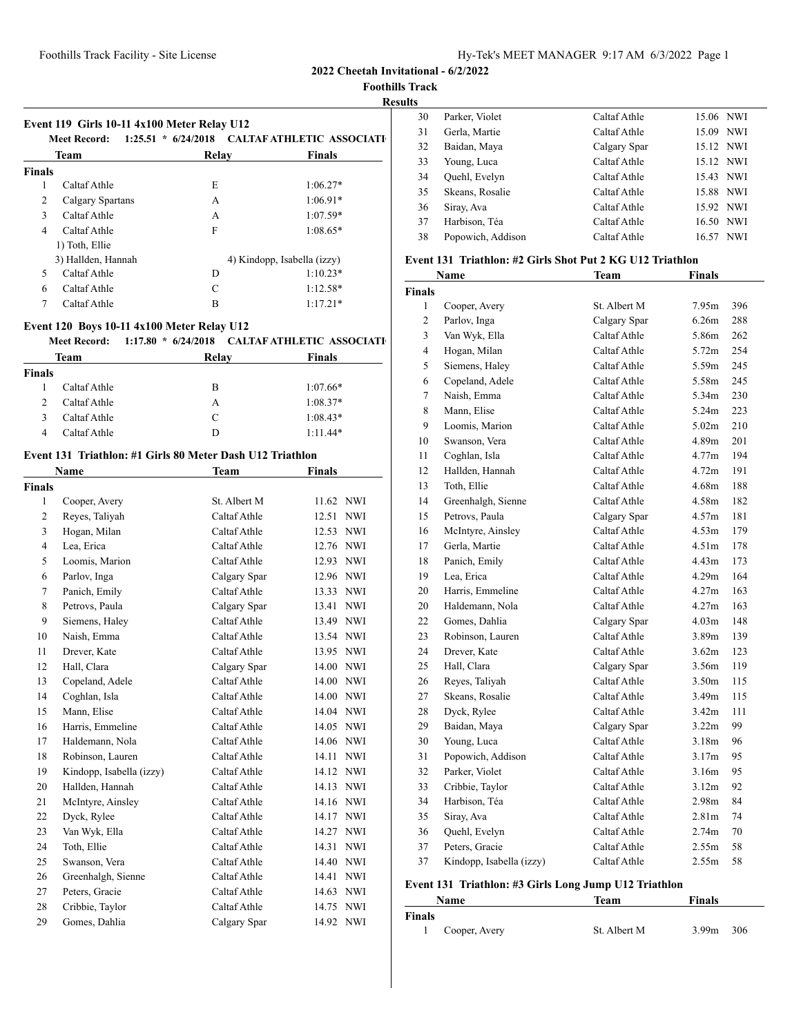**2022 Cheetah Invitational - 6/2/2022**

**Foothills Track**

**Results**

### Event 119 Girls 10-11 4x100 Meter Relay U12

**Meet Record:** 1:25.51 * 6/24/2018 CALTAF ATHLETIC ASSOCIATI

| | Team | Relay | Finals |
|---|---|---|---|
| **Finals** | | | |
| 1 | Caltaf Athle | E | 1:06.27* |
| 2 | Calgary Spartans | A | 1:06.91* |
| 3 | Caltaf Athle | A | 1:07.59* |
| 4 | Caltaf Athle | F | 1:08.65* |
| | 1) Toth, Ellie | | |
| | 3) Hallden, Hannah | 4) Kindopp, Isabella (izzy) | |
| 5 | Caltaf Athle | D | 1:10.23* |
| 6 | Caltaf Athle | C | 1:12.58* |
| 7 | Caltaf Athle | B | 1:17.21* |

### Event 120 Boys 10-11 4x100 Meter Relay U12

**Meet Record:** 1:17.80 * 6/24/2018 CALTAF ATHLETIC ASSOCIATI

| | Team | Relay | Finals |
|---|---|---|---|
| **Finals** | | | |
| 1 | Caltaf Athle | B | 1:07.66* |
| 2 | Caltaf Athle | A | 1:08.37* |
| 3 | Caltaf Athle | C | 1:08.43* |
| 4 | Caltaf Athle | D | 1:11.44* |

### Event 131 Triathlon: #1 Girls 80 Meter Dash U12 Triathlon

| | Name | Team | Finals | |
|---|---|---|---|---|
| **Finals** | | | | |
| 1 | Cooper, Avery | St. Albert M | 11.62 | NWI |
| 2 | Reyes, Taliyah | Caltaf Athle | 12.51 | NWI |
| 3 | Hogan, Milan | Caltaf Athle | 12.53 | NWI |
| 4 | Lea, Erica | Caltaf Athle | 12.76 | NWI |
| 5 | Loomis, Marion | Caltaf Athle | 12.93 | NWI |
| 6 | Parlov, Inga | Calgary Spar | 12.96 | NWI |
| 7 | Panich, Emily | Caltaf Athle | 13.33 | NWI |
| 8 | Petrovs, Paula | Calgary Spar | 13.41 | NWI |
| 9 | Siemens, Haley | Caltaf Athle | 13.49 | NWI |
| 10 | Naish, Emma | Caltaf Athle | 13.54 | NWI |
| 11 | Drever, Kate | Caltaf Athle | 13.95 | NWI |
| 12 | Hall, Clara | Calgary Spar | 14.00 | NWI |
| 13 | Copeland, Adele | Caltaf Athle | 14.00 | NWI |
| 14 | Coghlan, Isla | Caltaf Athle | 14.00 | NWI |
| 15 | Mann, Elise | Caltaf Athle | 14.04 | NWI |
| 16 | Harris, Emmeline | Caltaf Athle | 14.05 | NWI |
| 17 | Haldemann, Nola | Caltaf Athle | 14.06 | NWI |
| 18 | Robinson, Lauren | Caltaf Athle | 14.11 | NWI |
| 19 | Kindopp, Isabella (izzy) | Caltaf Athle | 14.12 | NWI |
| 20 | Hallden, Hannah | Caltaf Athle | 14.13 | NWI |
| 21 | McIntyre, Ainsley | Caltaf Athle | 14.16 | NWI |
| 22 | Dyck, Rylee | Caltaf Athle | 14.17 | NWI |
| 23 | Van Wyk, Ella | Caltaf Athle | 14.27 | NWI |
| 24 | Toth, Ellie | Caltaf Athle | 14.31 | NWI |
| 25 | Swanson, Vera | Caltaf Athle | 14.40 | NWI |
| 26 | Greenhalgh, Sienne | Caltaf Athle | 14.41 | NWI |
| 27 | Peters, Gracie | Caltaf Athle | 14.63 | NWI |
| 28 | Cribbie, Taylor | Caltaf Athle | 14.75 | NWI |
| 29 | Gomes, Dahlia | Calgary Spar | 14.92 | NWI |
| 30 | Parker, Violet | Caltaf Athle | 15.06 | NWI |
| 31 | Gerla, Martie | Caltaf Athle | 15.09 | NWI |
| 32 | Baidan, Maya | Calgary Spar | 15.12 | NWI |
| 33 | Young, Luca | Caltaf Athle | 15.12 | NWI |
| 34 | Quehl, Evelyn | Caltaf Athle | 15.43 | NWI |
| 35 | Skeans, Rosalie | Caltaf Athle | 15.88 | NWI |
| 36 | Siray, Ava | Caltaf Athle | 15.92 | NWI |
| 37 | Harbison, Téa | Caltaf Athle | 16.50 | NWI |
| 38 | Popowich, Addison | Caltaf Athle | 16.57 | NWI |

### Event 131 Triathlon: #2 Girls Shot Put 2 KG U12 Triathlon

| | Name | Team | Finals | |
|---|---|---|---|---|
| **Finals** | | | | |
| 1 | Cooper, Avery | St. Albert M | 7.95m | 396 |
| 2 | Parlov, Inga | Calgary Spar | 6.26m | 288 |
| 3 | Van Wyk, Ella | Caltaf Athle | 5.86m | 262 |
| 4 | Hogan, Milan | Caltaf Athle | 5.72m | 254 |
| 5 | Siemens, Haley | Caltaf Athle | 5.59m | 245 |
| 6 | Copeland, Adele | Caltaf Athle | 5.58m | 245 |
| 7 | Naish, Emma | Caltaf Athle | 5.34m | 230 |
| 8 | Mann, Elise | Caltaf Athle | 5.24m | 223 |
| 9 | Loomis, Marion | Caltaf Athle | 5.02m | 210 |
| 10 | Swanson, Vera | Caltaf Athle | 4.89m | 201 |
| 11 | Coghlan, Isla | Caltaf Athle | 4.77m | 194 |
| 12 | Hallden, Hannah | Caltaf Athle | 4.72m | 191 |
| 13 | Toth, Ellie | Caltaf Athle | 4.68m | 188 |
| 14 | Greenhalgh, Sienne | Caltaf Athle | 4.58m | 182 |
| 15 | Petrovs, Paula | Calgary Spar | 4.57m | 181 |
| 16 | McIntyre, Ainsley | Caltaf Athle | 4.53m | 179 |
| 17 | Gerla, Martie | Caltaf Athle | 4.51m | 178 |
| 18 | Panich, Emily | Caltaf Athle | 4.43m | 173 |
| 19 | Lea, Erica | Caltaf Athle | 4.29m | 164 |
| 20 | Harris, Emmeline | Caltaf Athle | 4.27m | 163 |
| 20 | Haldemann, Nola | Caltaf Athle | 4.27m | 163 |
| 22 | Gomes, Dahlia | Calgary Spar | 4.03m | 148 |
| 23 | Robinson, Lauren | Caltaf Athle | 3.89m | 139 |
| 24 | Drever, Kate | Caltaf Athle | 3.62m | 123 |
| 25 | Hall, Clara | Calgary Spar | 3.56m | 119 |
| 26 | Reyes, Taliyah | Caltaf Athle | 3.50m | 115 |
| 27 | Skeans, Rosalie | Caltaf Athle | 3.49m | 115 |
| 28 | Dyck, Rylee | Caltaf Athle | 3.42m | 111 |
| 29 | Baidan, Maya | Calgary Spar | 3.22m | 99 |
| 30 | Young, Luca | Caltaf Athle | 3.18m | 96 |
| 31 | Popowich, Addison | Caltaf Athle | 3.17m | 95 |
| 32 | Parker, Violet | Caltaf Athle | 3.16m | 95 |
| 33 | Cribbie, Taylor | Caltaf Athle | 3.12m | 92 |
| 34 | Harbison, Téa | Caltaf Athle | 2.98m | 84 |
| 35 | Siray, Ava | Caltaf Athle | 2.81m | 74 |
| 36 | Quehl, Evelyn | Caltaf Athle | 2.74m | 70 |
| 37 | Peters, Gracie | Caltaf Athle | 2.55m | 58 |
| 37 | Kindopp, Isabella (izzy) | Caltaf Athle | 2.55m | 58 |

### Event 131 Triathlon: #3 Girls Long Jump U12 Triathlon

| | Name | Team | Finals | |
|---|---|---|---|---|
| **Finals** | | | | |
| 1 | Cooper, Avery | St. Albert M | 3.99m | 306 |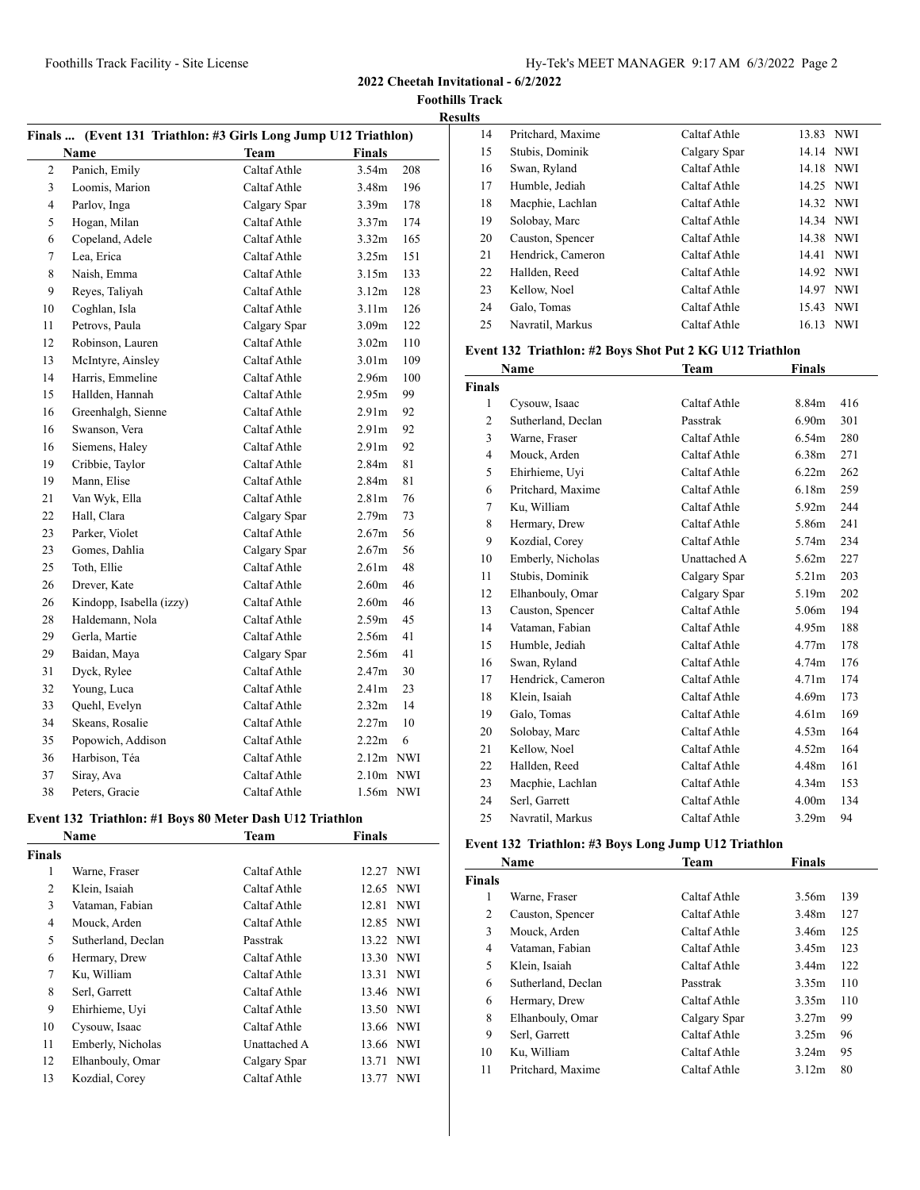# 2022 Cheetah Invitational - 6/2/2022

## Foothills Track

### Results

**Finals ... (Event 131 Triathlon: #3 Girls Long Jump U12 Triathlon)**

| | Name | Team | Finals | |
|---|---|---|---|---|
| 2 | Panich, Emily | Caltaf Athle | 3.54m | 208 |
| 3 | Loomis, Marion | Caltaf Athle | 3.48m | 196 |
| 4 | Parlov, Inga | Calgary Spar | 3.39m | 178 |
| 5 | Hogan, Milan | Caltaf Athle | 3.37m | 174 |
| 6 | Copeland, Adele | Caltaf Athle | 3.32m | 165 |
| 7 | Lea, Erica | Caltaf Athle | 3.25m | 151 |
| 8 | Naish, Emma | Caltaf Athle | 3.15m | 133 |
| 9 | Reyes, Taliyah | Caltaf Athle | 3.12m | 128 |
| 10 | Coghlan, Isla | Caltaf Athle | 3.11m | 126 |
| 11 | Petrovs, Paula | Calgary Spar | 3.09m | 122 |
| 12 | Robinson, Lauren | Caltaf Athle | 3.02m | 110 |
| 13 | McIntyre, Ainsley | Caltaf Athle | 3.01m | 109 |
| 14 | Harris, Emmeline | Caltaf Athle | 2.96m | 100 |
| 15 | Hallden, Hannah | Caltaf Athle | 2.95m | 99 |
| 16 | Greenhalgh, Sienne | Caltaf Athle | 2.91m | 92 |
| 16 | Swanson, Vera | Caltaf Athle | 2.91m | 92 |
| 16 | Siemens, Haley | Caltaf Athle | 2.91m | 92 |
| 19 | Cribbie, Taylor | Caltaf Athle | 2.84m | 81 |
| 19 | Mann, Elise | Caltaf Athle | 2.84m | 81 |
| 21 | Van Wyk, Ella | Caltaf Athle | 2.81m | 76 |
| 22 | Hall, Clara | Calgary Spar | 2.79m | 73 |
| 23 | Parker, Violet | Caltaf Athle | 2.67m | 56 |
| 23 | Gomes, Dahlia | Calgary Spar | 2.67m | 56 |
| 25 | Toth, Ellie | Caltaf Athle | 2.61m | 48 |
| 26 | Drever, Kate | Caltaf Athle | 2.60m | 46 |
| 26 | Kindopp, Isabella (izzy) | Caltaf Athle | 2.60m | 46 |
| 28 | Haldemann, Nola | Caltaf Athle | 2.59m | 45 |
| 29 | Gerla, Martie | Caltaf Athle | 2.56m | 41 |
| 29 | Baidan, Maya | Calgary Spar | 2.56m | 41 |
| 31 | Dyck, Rylee | Caltaf Athle | 2.47m | 30 |
| 32 | Young, Luca | Caltaf Athle | 2.41m | 23 |
| 33 | Quehl, Evelyn | Caltaf Athle | 2.32m | 14 |
| 34 | Skeans, Rosalie | Caltaf Athle | 2.27m | 10 |
| 35 | Popowich, Addison | Caltaf Athle | 2.22m | 6 |
| 36 | Harbison, Téa | Caltaf Athle | 2.12m | NWI |
| 37 | Siray, Ava | Caltaf Athle | 2.10m | NWI |
| 38 | Peters, Gracie | Caltaf Athle | 1.56m | NWI |

**Event 132 Triathlon: #1 Boys 80 Meter Dash U12 Triathlon**

| | Name | Team | Finals | |
|---|---|---|---|---|
| **Finals** | | | | |
| 1 | Warne, Fraser | Caltaf Athle | 12.27 | NWI |
| 2 | Klein, Isaiah | Caltaf Athle | 12.65 | NWI |
| 3 | Vataman, Fabian | Caltaf Athle | 12.81 | NWI |
| 4 | Mouck, Arden | Caltaf Athle | 12.85 | NWI |
| 5 | Sutherland, Declan | Passtrak | 13.22 | NWI |
| 6 | Hermary, Drew | Caltaf Athle | 13.30 | NWI |
| 7 | Ku, William | Caltaf Athle | 13.31 | NWI |
| 8 | Serl, Garrett | Caltaf Athle | 13.46 | NWI |
| 9 | Ehirhieme, Uyi | Caltaf Athle | 13.50 | NWI |
| 10 | Cysouw, Isaac | Caltaf Athle | 13.66 | NWI |
| 11 | Emberly, Nicholas | Unattached A | 13.66 | NWI |
| 12 | Elhanbouly, Omar | Calgary Spar | 13.71 | NWI |
| 13 | Kozdial, Corey | Caltaf Athle | 13.77 | NWI |
| 14 | Pritchard, Maxime | Caltaf Athle | 13.83 | NWI |
| 15 | Stubis, Dominik | Calgary Spar | 14.14 | NWI |
| 16 | Swan, Ryland | Caltaf Athle | 14.18 | NWI |
| 17 | Humble, Jediah | Caltaf Athle | 14.25 | NWI |
| 18 | Macphie, Lachlan | Caltaf Athle | 14.32 | NWI |
| 19 | Solobay, Marc | Caltaf Athle | 14.34 | NWI |
| 20 | Causton, Spencer | Caltaf Athle | 14.38 | NWI |
| 21 | Hendrick, Cameron | Caltaf Athle | 14.41 | NWI |
| 22 | Hallden, Reed | Caltaf Athle | 14.92 | NWI |
| 23 | Kellow, Noel | Caltaf Athle | 14.97 | NWI |
| 24 | Galo, Tomas | Caltaf Athle | 15.43 | NWI |
| 25 | Navratil, Markus | Caltaf Athle | 16.13 | NWI |

**Event 132 Triathlon: #2 Boys Shot Put 2 KG U12 Triathlon**

| | Name | Team | Finals | |
|---|---|---|---|---|
| **Finals** | | | | |
| 1 | Cysouw, Isaac | Caltaf Athle | 8.84m | 416 |
| 2 | Sutherland, Declan | Passtrak | 6.90m | 301 |
| 3 | Warne, Fraser | Caltaf Athle | 6.54m | 280 |
| 4 | Mouck, Arden | Caltaf Athle | 6.38m | 271 |
| 5 | Ehirhieme, Uyi | Caltaf Athle | 6.22m | 262 |
| 6 | Pritchard, Maxime | Caltaf Athle | 6.18m | 259 |
| 7 | Ku, William | Caltaf Athle | 5.92m | 244 |
| 8 | Hermary, Drew | Caltaf Athle | 5.86m | 241 |
| 9 | Kozdial, Corey | Caltaf Athle | 5.74m | 234 |
| 10 | Emberly, Nicholas | Unattached A | 5.62m | 227 |
| 11 | Stubis, Dominik | Calgary Spar | 5.21m | 203 |
| 12 | Elhanbouly, Omar | Calgary Spar | 5.19m | 202 |
| 13 | Causton, Spencer | Caltaf Athle | 5.06m | 194 |
| 14 | Vataman, Fabian | Caltaf Athle | 4.95m | 188 |
| 15 | Humble, Jediah | Caltaf Athle | 4.77m | 178 |
| 16 | Swan, Ryland | Caltaf Athle | 4.74m | 176 |
| 17 | Hendrick, Cameron | Caltaf Athle | 4.71m | 174 |
| 18 | Klein, Isaiah | Caltaf Athle | 4.69m | 173 |
| 19 | Galo, Tomas | Caltaf Athle | 4.61m | 169 |
| 20 | Solobay, Marc | Caltaf Athle | 4.53m | 164 |
| 21 | Kellow, Noel | Caltaf Athle | 4.52m | 164 |
| 22 | Hallden, Reed | Caltaf Athle | 4.48m | 161 |
| 23 | Macphie, Lachlan | Caltaf Athle | 4.34m | 153 |
| 24 | Serl, Garrett | Caltaf Athle | 4.00m | 134 |
| 25 | Navratil, Markus | Caltaf Athle | 3.29m | 94 |

**Event 132 Triathlon: #3 Boys Long Jump U12 Triathlon**

| | Name | Team | Finals | |
|---|---|---|---|---|
| **Finals** | | | | |
| 1 | Warne, Fraser | Caltaf Athle | 3.56m | 139 |
| 2 | Causton, Spencer | Caltaf Athle | 3.48m | 127 |
| 3 | Mouck, Arden | Caltaf Athle | 3.46m | 125 |
| 4 | Vataman, Fabian | Caltaf Athle | 3.45m | 123 |
| 5 | Klein, Isaiah | Caltaf Athle | 3.44m | 122 |
| 6 | Sutherland, Declan | Passtrak | 3.35m | 110 |
| 6 | Hermary, Drew | Caltaf Athle | 3.35m | 110 |
| 8 | Elhanbouly, Omar | Calgary Spar | 3.27m | 99 |
| 9 | Serl, Garrett | Caltaf Athle | 3.25m | 96 |
| 10 | Ku, William | Caltaf Athle | 3.24m | 95 |
| 11 | Pritchard, Maxime | Caltaf Athle | 3.12m | 80 |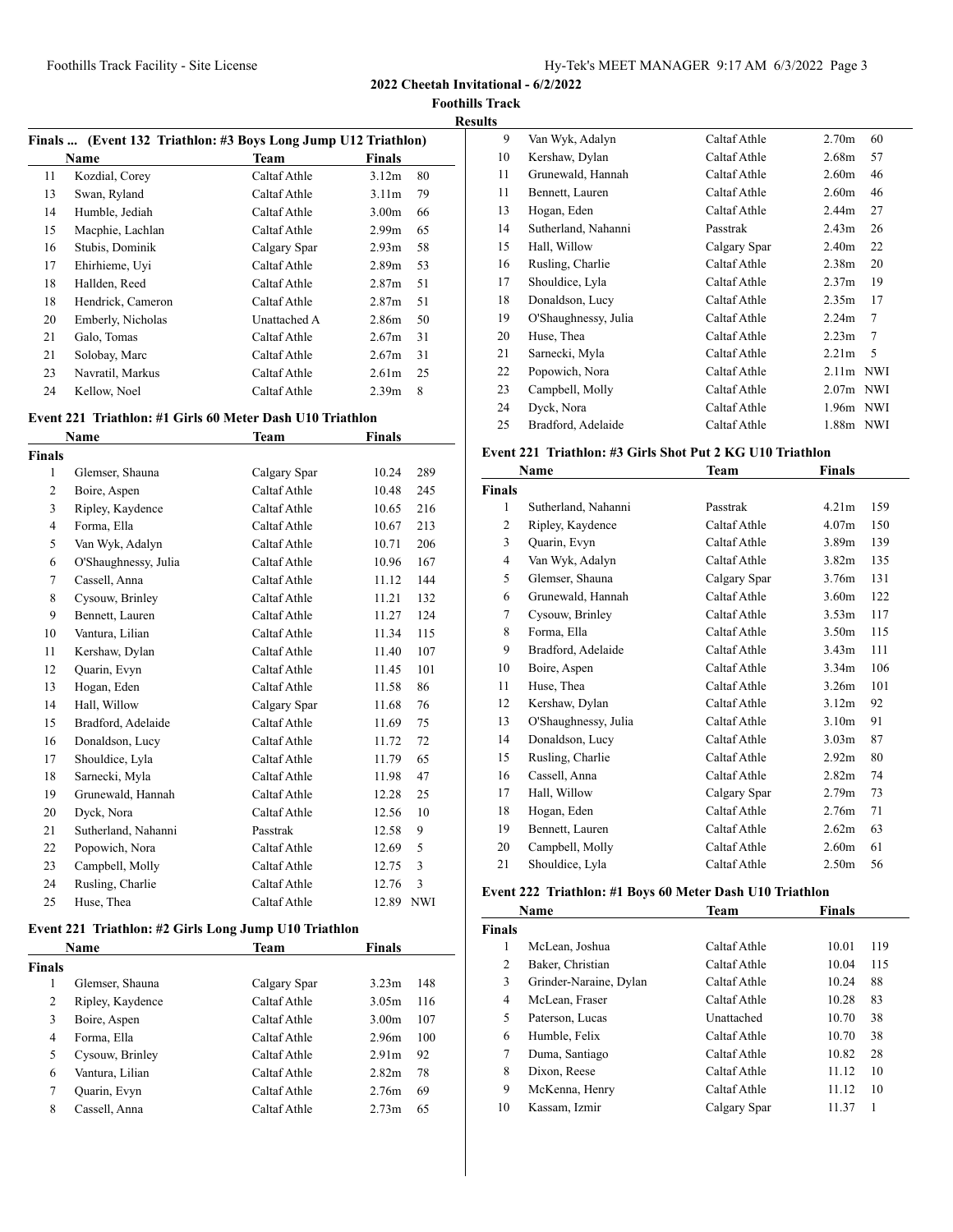**2022 Cheetah Invitational - 6/2/2022**

**Foothills Track**

**Results**

### Finals ... (Event 132 Triathlon: #3 Boys Long Jump U12 Triathlon)

| | Name | Team | Finals | |
|---|---|---|---|---|
| 11 | Kozdial, Corey | Caltaf Athle | 3.12m | 80 |
| 13 | Swan, Ryland | Caltaf Athle | 3.11m | 79 |
| 14 | Humble, Jediah | Caltaf Athle | 3.00m | 66 |
| 15 | Macphie, Lachlan | Caltaf Athle | 2.99m | 65 |
| 16 | Stubis, Dominik | Calgary Spar | 2.93m | 58 |
| 17 | Ehirhieme, Uyi | Caltaf Athle | 2.89m | 53 |
| 18 | Hallden, Reed | Caltaf Athle | 2.87m | 51 |
| 18 | Hendrick, Cameron | Caltaf Athle | 2.87m | 51 |
| 20 | Emberly, Nicholas | Unattached A | 2.86m | 50 |
| 21 | Galo, Tomas | Caltaf Athle | 2.67m | 31 |
| 21 | Solobay, Marc | Caltaf Athle | 2.67m | 31 |
| 23 | Navratil, Markus | Caltaf Athle | 2.61m | 25 |
| 24 | Kellow, Noel | Caltaf Athle | 2.39m | 8 |

### Event 221 Triathlon: #1 Girls 60 Meter Dash U10 Triathlon

| | Name | Team | Finals | |
|---|---|---|---|---|
| **Finals** | | | | |
| 1 | Glemser, Shauna | Calgary Spar | 10.24 | 289 |
| 2 | Boire, Aspen | Caltaf Athle | 10.48 | 245 |
| 3 | Ripley, Kaydence | Caltaf Athle | 10.65 | 216 |
| 4 | Forma, Ella | Caltaf Athle | 10.67 | 213 |
| 5 | Van Wyk, Adalyn | Caltaf Athle | 10.71 | 206 |
| 6 | O'Shaughnessy, Julia | Caltaf Athle | 10.96 | 167 |
| 7 | Cassell, Anna | Caltaf Athle | 11.12 | 144 |
| 8 | Cysouw, Brinley | Caltaf Athle | 11.21 | 132 |
| 9 | Bennett, Lauren | Caltaf Athle | 11.27 | 124 |
| 10 | Vantura, Lilian | Caltaf Athle | 11.34 | 115 |
| 11 | Kershaw, Dylan | Caltaf Athle | 11.40 | 107 |
| 12 | Quarin, Evyn | Caltaf Athle | 11.45 | 101 |
| 13 | Hogan, Eden | Caltaf Athle | 11.58 | 86 |
| 14 | Hall, Willow | Calgary Spar | 11.68 | 76 |
| 15 | Bradford, Adelaide | Caltaf Athle | 11.69 | 75 |
| 16 | Donaldson, Lucy | Caltaf Athle | 11.72 | 72 |
| 17 | Shouldice, Lyla | Caltaf Athle | 11.79 | 65 |
| 18 | Sarnecki, Myla | Caltaf Athle | 11.98 | 47 |
| 19 | Grunewald, Hannah | Caltaf Athle | 12.28 | 25 |
| 20 | Dyck, Nora | Caltaf Athle | 12.56 | 10 |
| 21 | Sutherland, Nahanni | Passtrak | 12.58 | 9 |
| 22 | Popowich, Nora | Caltaf Athle | 12.69 | 5 |
| 23 | Campbell, Molly | Caltaf Athle | 12.75 | 3 |
| 24 | Rusling, Charlie | Caltaf Athle | 12.76 | 3 |
| 25 | Huse, Thea | Caltaf Athle | 12.89 | NWI |

### Event 221 Triathlon: #2 Girls Long Jump U10 Triathlon

| | Name | Team | Finals | |
|---|---|---|---|---|
| **Finals** | | | | |
| 1 | Glemser, Shauna | Calgary Spar | 3.23m | 148 |
| 2 | Ripley, Kaydence | Caltaf Athle | 3.05m | 116 |
| 3 | Boire, Aspen | Caltaf Athle | 3.00m | 107 |
| 4 | Forma, Ella | Caltaf Athle | 2.96m | 100 |
| 5 | Cysouw, Brinley | Caltaf Athle | 2.91m | 92 |
| 6 | Vantura, Lilian | Caltaf Athle | 2.82m | 78 |
| 7 | Quarin, Evyn | Caltaf Athle | 2.76m | 69 |
| 8 | Cassell, Anna | Caltaf Athle | 2.73m | 65 |
| 9 | Van Wyk, Adalyn | Caltaf Athle | 2.70m | 60 |
| 10 | Kershaw, Dylan | Caltaf Athle | 2.68m | 57 |
| 11 | Grunewald, Hannah | Caltaf Athle | 2.60m | 46 |
| 11 | Bennett, Lauren | Caltaf Athle | 2.60m | 46 |
| 13 | Hogan, Eden | Caltaf Athle | 2.44m | 27 |
| 14 | Sutherland, Nahanni | Passtrak | 2.43m | 26 |
| 15 | Hall, Willow | Calgary Spar | 2.40m | 22 |
| 16 | Rusling, Charlie | Caltaf Athle | 2.38m | 20 |
| 17 | Shouldice, Lyla | Caltaf Athle | 2.37m | 19 |
| 18 | Donaldson, Lucy | Caltaf Athle | 2.35m | 17 |
| 19 | O'Shaughnessy, Julia | Caltaf Athle | 2.24m | 7 |
| 20 | Huse, Thea | Caltaf Athle | 2.23m | 7 |
| 21 | Sarnecki, Myla | Caltaf Athle | 2.21m | 5 |
| 22 | Popowich, Nora | Caltaf Athle | 2.11m | NWI |
| 23 | Campbell, Molly | Caltaf Athle | 2.07m | NWI |
| 24 | Dyck, Nora | Caltaf Athle | 1.96m | NWI |
| 25 | Bradford, Adelaide | Caltaf Athle | 1.88m | NWI |

### Event 221 Triathlon: #3 Girls Shot Put 2 KG U10 Triathlon

| | Name | Team | Finals | |
|---|---|---|---|---|
| **Finals** | | | | |
| 1 | Sutherland, Nahanni | Passtrak | 4.21m | 159 |
| 2 | Ripley, Kaydence | Caltaf Athle | 4.07m | 150 |
| 3 | Quarin, Evyn | Caltaf Athle | 3.89m | 139 |
| 4 | Van Wyk, Adalyn | Caltaf Athle | 3.82m | 135 |
| 5 | Glemser, Shauna | Calgary Spar | 3.76m | 131 |
| 6 | Grunewald, Hannah | Caltaf Athle | 3.60m | 122 |
| 7 | Cysouw, Brinley | Caltaf Athle | 3.53m | 117 |
| 8 | Forma, Ella | Caltaf Athle | 3.50m | 115 |
| 9 | Bradford, Adelaide | Caltaf Athle | 3.43m | 111 |
| 10 | Boire, Aspen | Caltaf Athle | 3.34m | 106 |
| 11 | Huse, Thea | Caltaf Athle | 3.26m | 101 |
| 12 | Kershaw, Dylan | Caltaf Athle | 3.12m | 92 |
| 13 | O'Shaughnessy, Julia | Caltaf Athle | 3.10m | 91 |
| 14 | Donaldson, Lucy | Caltaf Athle | 3.03m | 87 |
| 15 | Rusling, Charlie | Caltaf Athle | 2.92m | 80 |
| 16 | Cassell, Anna | Caltaf Athle | 2.82m | 74 |
| 17 | Hall, Willow | Calgary Spar | 2.79m | 73 |
| 18 | Hogan, Eden | Caltaf Athle | 2.76m | 71 |
| 19 | Bennett, Lauren | Caltaf Athle | 2.62m | 63 |
| 20 | Campbell, Molly | Caltaf Athle | 2.60m | 61 |
| 21 | Shouldice, Lyla | Caltaf Athle | 2.50m | 56 |

### Event 222 Triathlon: #1 Boys 60 Meter Dash U10 Triathlon

| | Name | Team | Finals | |
|---|---|---|---|---|
| **Finals** | | | | |
| 1 | McLean, Joshua | Caltaf Athle | 10.01 | 119 |
| 2 | Baker, Christian | Caltaf Athle | 10.04 | 115 |
| 3 | Grinder-Naraine, Dylan | Caltaf Athle | 10.24 | 88 |
| 4 | McLean, Fraser | Caltaf Athle | 10.28 | 83 |
| 5 | Paterson, Lucas | Unattached | 10.70 | 38 |
| 6 | Humble, Felix | Caltaf Athle | 10.70 | 38 |
| 7 | Duma, Santiago | Caltaf Athle | 10.82 | 28 |
| 8 | Dixon, Reese | Caltaf Athle | 11.12 | 10 |
| 9 | McKenna, Henry | Caltaf Athle | 11.12 | 10 |
| 10 | Kassam, Izmir | Calgary Spar | 11.37 | 1 |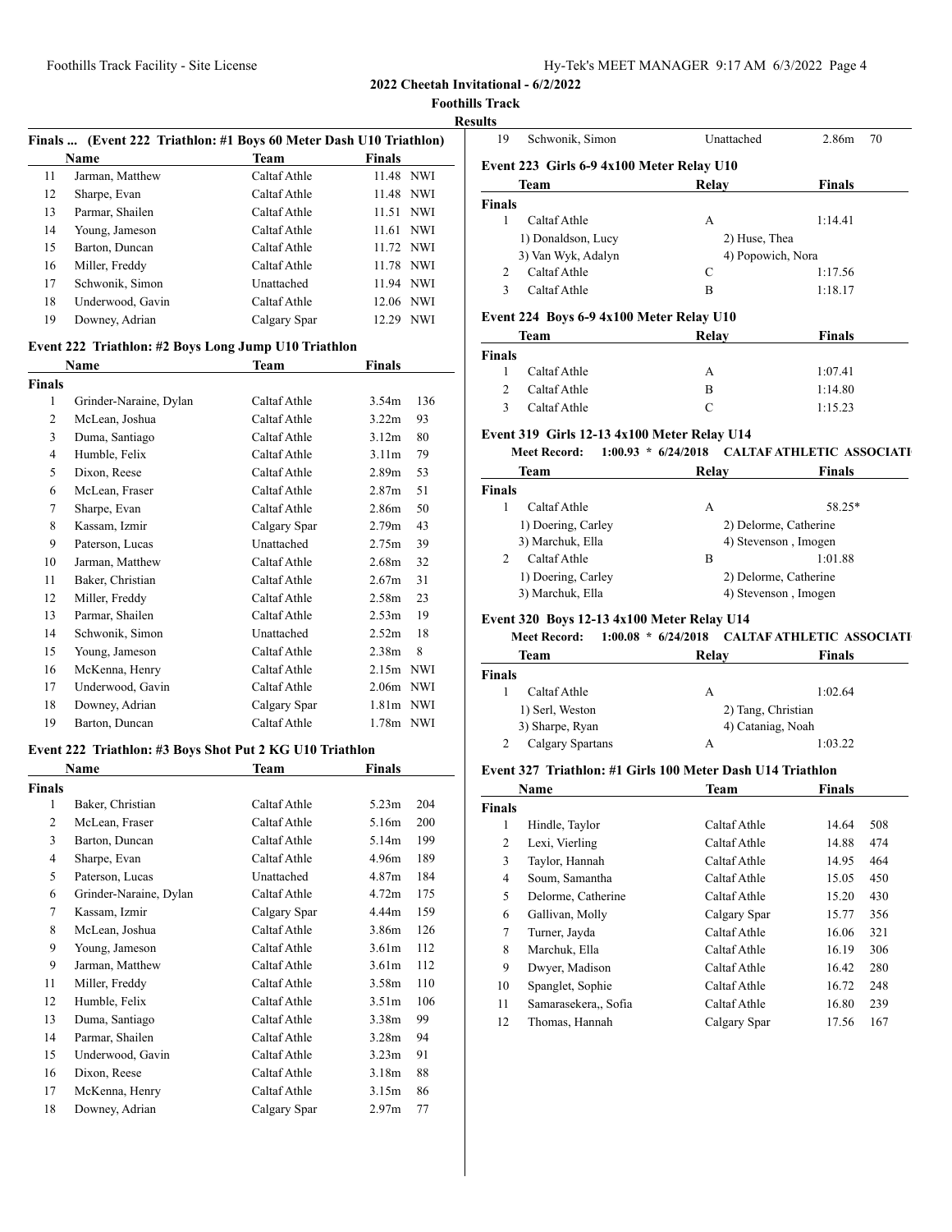**2022 Cheetah Invitational - 6/2/2022**

**Foothills Track**

**Results**

### Finals ... (Event 222 Triathlon: #1 Boys 60 Meter Dash U10 Triathlon)

| | Name | Team | Finals | |
|---|---|---|---|---|
| 11 | Jarman, Matthew | Caltaf Athle | 11.48 | NWI |
| 12 | Sharpe, Evan | Caltaf Athle | 11.48 | NWI |
| 13 | Parmar, Shailen | Caltaf Athle | 11.51 | NWI |
| 14 | Young, Jameson | Caltaf Athle | 11.61 | NWI |
| 15 | Barton, Duncan | Caltaf Athle | 11.72 | NWI |
| 16 | Miller, Freddy | Caltaf Athle | 11.78 | NWI |
| 17 | Schwonik, Simon | Unattached | 11.94 | NWI |
| 18 | Underwood, Gavin | Caltaf Athle | 12.06 | NWI |
| 19 | Downey, Adrian | Calgary Spar | 12.29 | NWI |

### Event 222 Triathlon: #2 Boys Long Jump U10 Triathlon

| | Name | Team | Finals | |
|---|---|---|---|---|
| **Finals** | | | | |
| 1 | Grinder-Naraine, Dylan | Caltaf Athle | 3.54m | 136 |
| 2 | McLean, Joshua | Caltaf Athle | 3.22m | 93 |
| 3 | Duma, Santiago | Caltaf Athle | 3.12m | 80 |
| 4 | Humble, Felix | Caltaf Athle | 3.11m | 79 |
| 5 | Dixon, Reese | Caltaf Athle | 2.89m | 53 |
| 6 | McLean, Fraser | Caltaf Athle | 2.87m | 51 |
| 7 | Sharpe, Evan | Caltaf Athle | 2.86m | 50 |
| 8 | Kassam, Izmir | Calgary Spar | 2.79m | 43 |
| 9 | Paterson, Lucas | Unattached | 2.75m | 39 |
| 10 | Jarman, Matthew | Caltaf Athle | 2.68m | 32 |
| 11 | Baker, Christian | Caltaf Athle | 2.67m | 31 |
| 12 | Miller, Freddy | Caltaf Athle | 2.58m | 23 |
| 13 | Parmar, Shailen | Caltaf Athle | 2.53m | 19 |
| 14 | Schwonik, Simon | Unattached | 2.52m | 18 |
| 15 | Young, Jameson | Caltaf Athle | 2.38m | 8 |
| 16 | McKenna, Henry | Caltaf Athle | 2.15m | NWI |
| 17 | Underwood, Gavin | Caltaf Athle | 2.06m | NWI |
| 18 | Downey, Adrian | Calgary Spar | 1.81m | NWI |
| 19 | Barton, Duncan | Caltaf Athle | 1.78m | NWI |

### Event 222 Triathlon: #3 Boys Shot Put 2 KG U10 Triathlon

| | Name | Team | Finals | |
|---|---|---|---|---|
| **Finals** | | | | |
| 1 | Baker, Christian | Caltaf Athle | 5.23m | 204 |
| 2 | McLean, Fraser | Caltaf Athle | 5.16m | 200 |
| 3 | Barton, Duncan | Caltaf Athle | 5.14m | 199 |
| 4 | Sharpe, Evan | Caltaf Athle | 4.96m | 189 |
| 5 | Paterson, Lucas | Unattached | 4.87m | 184 |
| 6 | Grinder-Naraine, Dylan | Caltaf Athle | 4.72m | 175 |
| 7 | Kassam, Izmir | Calgary Spar | 4.44m | 159 |
| 8 | McLean, Joshua | Caltaf Athle | 3.86m | 126 |
| 9 | Young, Jameson | Caltaf Athle | 3.61m | 112 |
| 9 | Jarman, Matthew | Caltaf Athle | 3.61m | 112 |
| 11 | Miller, Freddy | Caltaf Athle | 3.58m | 110 |
| 12 | Humble, Felix | Caltaf Athle | 3.51m | 106 |
| 13 | Duma, Santiago | Caltaf Athle | 3.38m | 99 |
| 14 | Parmar, Shailen | Caltaf Athle | 3.28m | 94 |
| 15 | Underwood, Gavin | Caltaf Athle | 3.23m | 91 |
| 16 | Dixon, Reese | Caltaf Athle | 3.18m | 88 |
| 17 | McKenna, Henry | Caltaf Athle | 3.15m | 86 |
| 18 | Downey, Adrian | Calgary Spar | 2.97m | 77 |
| 19 | Schwonik, Simon | Unattached | 2.86m | 70 |

### Event 223 Girls 6-9 4x100 Meter Relay U10

| | Team | Relay | Finals |
|---|---|---|---|
| **Finals** | | | |
| 1 | Caltaf Athle | A | 1:14.41 |
| | 1) Donaldson, Lucy | 2) Huse, Thea | |
| | 3) Van Wyk, Adalyn | 4) Popowich, Nora | |
| 2 | Caltaf Athle | C | 1:17.56 |
| 3 | Caltaf Athle | B | 1:18.17 |

### Event 224 Boys 6-9 4x100 Meter Relay U10

| | Team | Relay | Finals |
|---|---|---|---|
| **Finals** | | | |
| 1 | Caltaf Athle | A | 1:07.41 |
| 2 | Caltaf Athle | B | 1:14.80 |
| 3 | Caltaf Athle | C | 1:15.23 |

### Event 319 Girls 12-13 4x100 Meter Relay U14

**Meet Record:** 1:00.93 * 6/24/2018 CALTAF ATHLETIC ASSOCIATI

| | Team | Relay | Finals |
|---|---|---|---|
| **Finals** | | | |
| 1 | Caltaf Athle | A | 58.25* |
| | 1) Doering, Carley | 2) Delorme, Catherine | |
| | 3) Marchuk, Ella | 4) Stevenson , Imogen | |
| 2 | Caltaf Athle | B | 1:01.88 |
| | 1) Doering, Carley | 2) Delorme, Catherine | |
| | 3) Marchuk, Ella | 4) Stevenson , Imogen | |

### Event 320 Boys 12-13 4x100 Meter Relay U14

**Meet Record:** 1:00.08 * 6/24/2018 CALTAF ATHLETIC ASSOCIATI

| | Team | Relay | Finals |
|---|---|---|---|
| **Finals** | | | |
| 1 | Caltaf Athle | A | 1:02.64 |
| | 1) Serl, Weston | 2) Tang, Christian | |
| | 3) Sharpe, Ryan | 4) Cataniag, Noah | |
| 2 | Calgary Spartans | A | 1:03.22 |

### Event 327 Triathlon: #1 Girls 100 Meter Dash U14 Triathlon

| | Name | Team | Finals | |
|---|---|---|---|---|
| **Finals** | | | | |
| 1 | Hindle, Taylor | Caltaf Athle | 14.64 | 508 |
| 2 | Lexi, Vierling | Caltaf Athle | 14.88 | 474 |
| 3 | Taylor, Hannah | Caltaf Athle | 14.95 | 464 |
| 4 | Soum, Samantha | Caltaf Athle | 15.05 | 450 |
| 5 | Delorme, Catherine | Caltaf Athle | 15.20 | 430 |
| 6 | Gallivan, Molly | Calgary Spar | 15.77 | 356 |
| 7 | Turner, Jayda | Caltaf Athle | 16.06 | 321 |
| 8 | Marchuk, Ella | Caltaf Athle | 16.19 | 306 |
| 9 | Dwyer, Madison | Caltaf Athle | 16.42 | 280 |
| 10 | Spanglet, Sophie | Caltaf Athle | 16.72 | 248 |
| 11 | Samarasekera,, Sofia | Caltaf Athle | 16.80 | 239 |
| 12 | Thomas, Hannah | Calgary Spar | 17.56 | 167 |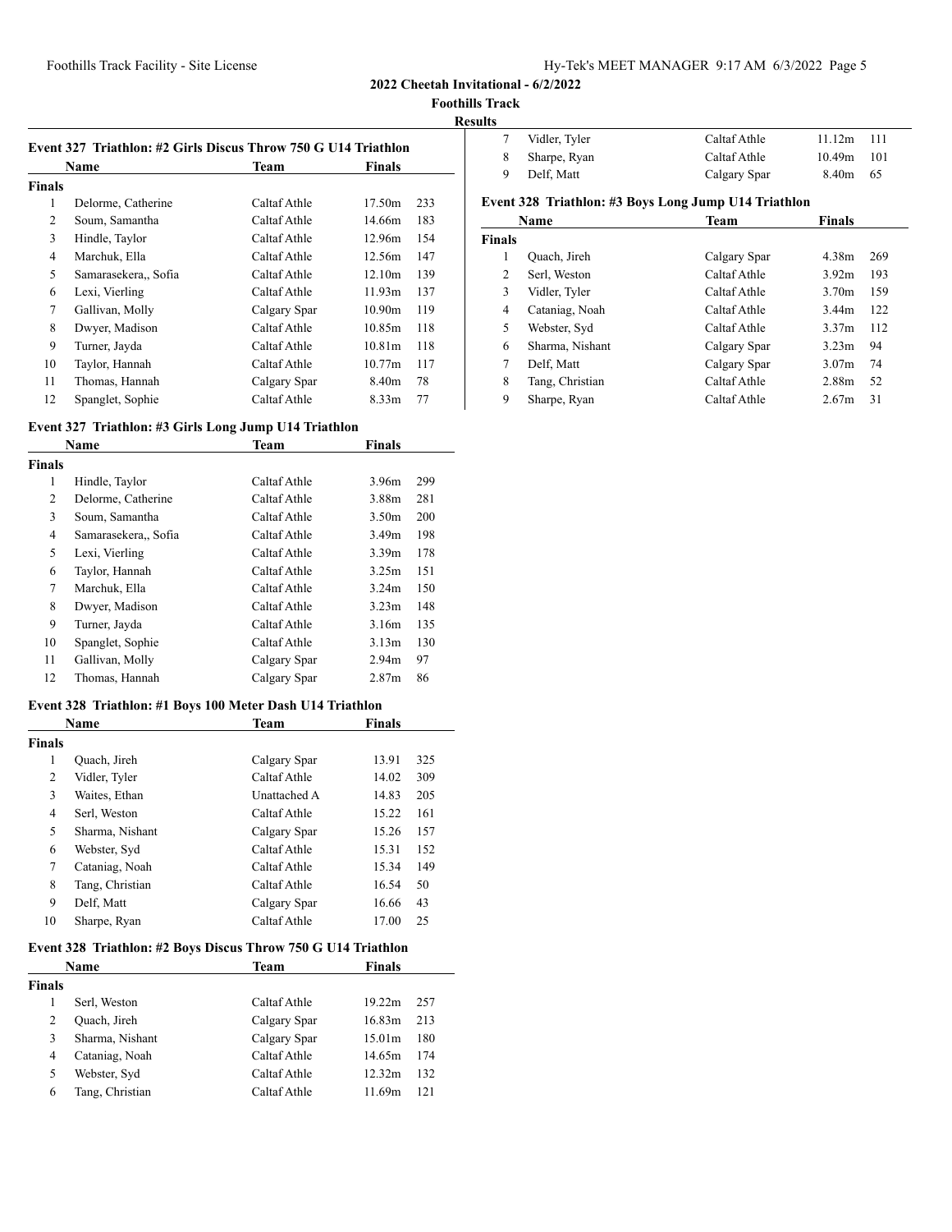## 2022 Cheetah Invitational - 6/2/2022

**Foothills Track**

**Results**

### Event 327 Triathlon: #2 Girls Discus Throw 750 G U14 Triathlon

| | Name | Team | Finals | |
|---|---|---|---|---|
| **Finals** | | | | |
| 1 | Delorme, Catherine | Caltaf Athle | 17.50m | 233 |
| 2 | Soum, Samantha | Caltaf Athle | 14.66m | 183 |
| 3 | Hindle, Taylor | Caltaf Athle | 12.96m | 154 |
| 4 | Marchuk, Ella | Caltaf Athle | 12.56m | 147 |
| 5 | Samarasekera,, Sofia | Caltaf Athle | 12.10m | 139 |
| 6 | Lexi, Vierling | Caltaf Athle | 11.93m | 137 |
| 7 | Gallivan, Molly | Calgary Spar | 10.90m | 119 |
| 8 | Dwyer, Madison | Caltaf Athle | 10.85m | 118 |
| 9 | Turner, Jayda | Caltaf Athle | 10.81m | 118 |
| 10 | Taylor, Hannah | Caltaf Athle | 10.77m | 117 |
| 11 | Thomas, Hannah | Calgary Spar | 8.40m | 78 |
| 12 | Spanglet, Sophie | Caltaf Athle | 8.33m | 77 |

### Event 327 Triathlon: #3 Girls Long Jump U14 Triathlon

| | Name | Team | Finals | |
|---|---|---|---|---|
| **Finals** | | | | |
| 1 | Hindle, Taylor | Caltaf Athle | 3.96m | 299 |
| 2 | Delorme, Catherine | Caltaf Athle | 3.88m | 281 |
| 3 | Soum, Samantha | Caltaf Athle | 3.50m | 200 |
| 4 | Samarasekera,, Sofia | Caltaf Athle | 3.49m | 198 |
| 5 | Lexi, Vierling | Caltaf Athle | 3.39m | 178 |
| 6 | Taylor, Hannah | Caltaf Athle | 3.25m | 151 |
| 7 | Marchuk, Ella | Caltaf Athle | 3.24m | 150 |
| 8 | Dwyer, Madison | Caltaf Athle | 3.23m | 148 |
| 9 | Turner, Jayda | Caltaf Athle | 3.16m | 135 |
| 10 | Spanglet, Sophie | Caltaf Athle | 3.13m | 130 |
| 11 | Gallivan, Molly | Calgary Spar | 2.94m | 97 |
| 12 | Thomas, Hannah | Calgary Spar | 2.87m | 86 |

### Event 328 Triathlon: #1 Boys 100 Meter Dash U14 Triathlon

| | Name | Team | Finals | |
|---|---|---|---|---|
| **Finals** | | | | |
| 1 | Quach, Jireh | Calgary Spar | 13.91 | 325 |
| 2 | Vidler, Tyler | Caltaf Athle | 14.02 | 309 |
| 3 | Waites, Ethan | Unattached A | 14.83 | 205 |
| 4 | Serl, Weston | Caltaf Athle | 15.22 | 161 |
| 5 | Sharma, Nishant | Calgary Spar | 15.26 | 157 |
| 6 | Webster, Syd | Caltaf Athle | 15.31 | 152 |
| 7 | Cataniag, Noah | Caltaf Athle | 15.34 | 149 |
| 8 | Tang, Christian | Caltaf Athle | 16.54 | 50 |
| 9 | Delf, Matt | Calgary Spar | 16.66 | 43 |
| 10 | Sharpe, Ryan | Caltaf Athle | 17.00 | 25 |

### Event 328 Triathlon: #2 Boys Discus Throw 750 G U14 Triathlon

| | Name | Team | Finals | |
|---|---|---|---|---|
| **Finals** | | | | |
| 1 | Serl, Weston | Caltaf Athle | 19.22m | 257 |
| 2 | Quach, Jireh | Calgary Spar | 16.83m | 213 |
| 3 | Sharma, Nishant | Calgary Spar | 15.01m | 180 |
| 4 | Cataniag, Noah | Caltaf Athle | 14.65m | 174 |
| 5 | Webster, Syd | Caltaf Athle | 12.32m | 132 |
| 6 | Tang, Christian | Caltaf Athle | 11.69m | 121 |
| 7 | Vidler, Tyler | Caltaf Athle | 11.12m | 111 |
| 8 | Sharpe, Ryan | Caltaf Athle | 10.49m | 101 |
| 9 | Delf, Matt | Calgary Spar | 8.40m | 65 |

### Event 328 Triathlon: #3 Boys Long Jump U14 Triathlon

| | Name | Team | Finals | |
|---|---|---|---|---|
| **Finals** | | | | |
| 1 | Quach, Jireh | Calgary Spar | 4.38m | 269 |
| 2 | Serl, Weston | Caltaf Athle | 3.92m | 193 |
| 3 | Vidler, Tyler | Caltaf Athle | 3.70m | 159 |
| 4 | Cataniag, Noah | Caltaf Athle | 3.44m | 122 |
| 5 | Webster, Syd | Caltaf Athle | 3.37m | 112 |
| 6 | Sharma, Nishant | Calgary Spar | 3.23m | 94 |
| 7 | Delf, Matt | Calgary Spar | 3.07m | 74 |
| 8 | Tang, Christian | Caltaf Athle | 2.88m | 52 |
| 9 | Sharpe, Ryan | Caltaf Athle | 2.67m | 31 |